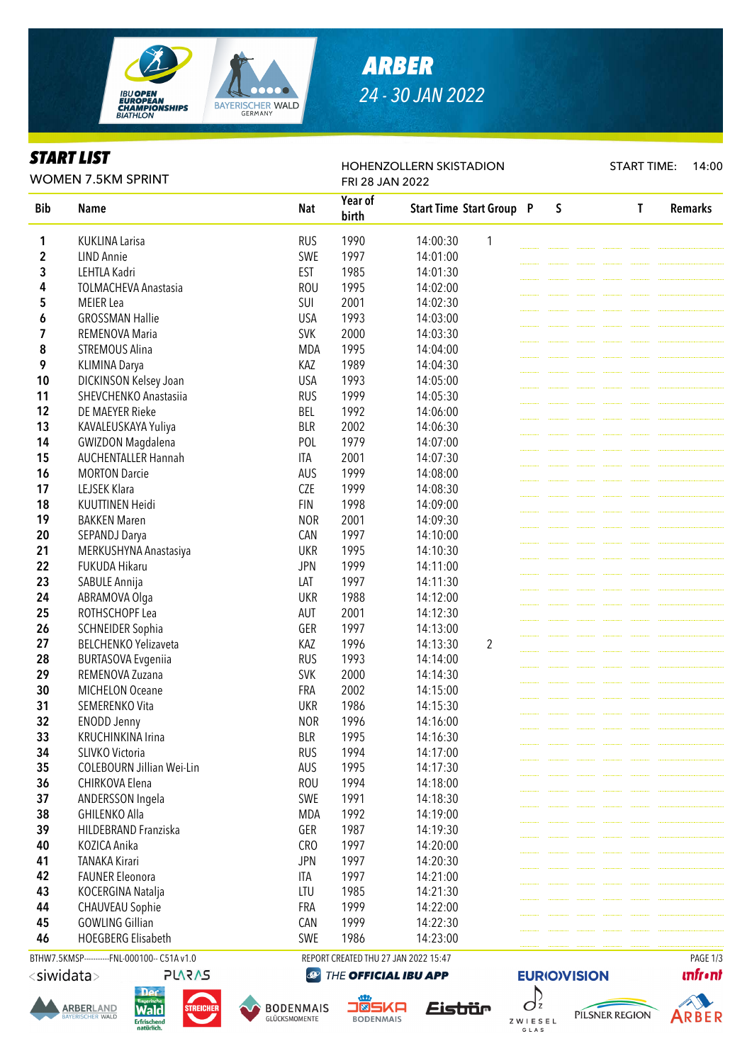# ARBER

24 - 30 JAN 2022

## START LIST

WOMEN 7.5KM SPRINT

HOHENZOLLERN SKISTADION
FRI 28 JAN 2022

START TIME: 14:00

| Bib | Name | Nat | Year of birth | Start Time | Start Group | P | S | | | | T | Remarks |
|---|---|---|---|---|---|---|---|---|---|---|---|---|
| 1 | KUKLINA Larisa | RUS | 1990 | 14:00:30 | 1 | | | | | | | |
| 2 | LIND Annie | SWE | 1997 | 14:01:00 | | | | | | | | |
| 3 | LEHTLA Kadri | EST | 1985 | 14:01:30 | | | | | | | | |
| 4 | TOLMACHEVA Anastasia | ROU | 1995 | 14:02:00 | | | | | | | | |
| 5 | MEIER Lea | SUI | 2001 | 14:02:30 | | | | | | | | |
| 6 | GROSSMAN Hallie | USA | 1993 | 14:03:00 | | | | | | | | |
| 7 | REMENOVA Maria | SVK | 2000 | 14:03:30 | | | | | | | | |
| 8 | STREMOUS Alina | MDA | 1995 | 14:04:00 | | | | | | | | |
| 9 | KLIMINA Darya | KAZ | 1989 | 14:04:30 | | | | | | | | |
| 10 | DICKINSON Kelsey Joan | USA | 1993 | 14:05:00 | | | | | | | | |
| 11 | SHEVCHENKO Anastasiia | RUS | 1999 | 14:05:30 | | | | | | | | |
| 12 | DE MAEYER Rieke | BEL | 1992 | 14:06:00 | | | | | | | | |
| 13 | KAVALEUSKAYA Yuliya | BLR | 2002 | 14:06:30 | | | | | | | | |
| 14 | GWIZDON Magdalena | POL | 1979 | 14:07:00 | | | | | | | | |
| 15 | AUCHENTALLER Hannah | ITA | 2001 | 14:07:30 | | | | | | | | |
| 16 | MORTON Darcie | AUS | 1999 | 14:08:00 | | | | | | | | |
| 17 | LEJSEK Klara | CZE | 1999 | 14:08:30 | | | | | | | | |
| 18 | KUUTTINEN Heidi | FIN | 1998 | 14:09:00 | | | | | | | | |
| 19 | BAKKEN Maren | NOR | 2001 | 14:09:30 | | | | | | | | |
| 20 | SEPANDJ Darya | CAN | 1997 | 14:10:00 | | | | | | | | |
| 21 | MERKUSHYNA Anastasiya | UKR | 1995 | 14:10:30 | | | | | | | | |
| 22 | FUKUDA Hikaru | JPN | 1999 | 14:11:00 | | | | | | | | |
| 23 | SABULE Annija | LAT | 1997 | 14:11:30 | | | | | | | | |
| 24 | ABRAMOVA Olga | UKR | 1988 | 14:12:00 | | | | | | | | |
| 25 | ROTHSCHOPF Lea | AUT | 2001 | 14:12:30 | | | | | | | | |
| 26 | SCHNEIDER Sophia | GER | 1997 | 14:13:00 | | | | | | | | |
| 27 | BELCHENKO Yelizaveta | KAZ | 1996 | 14:13:30 | 2 | | | | | | | |
| 28 | BURTASOVA Evgeniia | RUS | 1993 | 14:14:00 | | | | | | | | |
| 29 | REMENOVA Zuzana | SVK | 2000 | 14:14:30 | | | | | | | | |
| 30 | MICHELON Oceane | FRA | 2002 | 14:15:00 | | | | | | | | |
| 31 | SEMERENKO Vita | UKR | 1986 | 14:15:30 | | | | | | | | |
| 32 | ENODD Jenny | NOR | 1996 | 14:16:00 | | | | | | | | |
| 33 | KRUCHINKINA Irina | BLR | 1995 | 14:16:30 | | | | | | | | |
| 34 | SLIVKO Victoria | RUS | 1994 | 14:17:00 | | | | | | | | |
| 35 | COLEBOURN Jillian Wei-Lin | AUS | 1995 | 14:17:30 | | | | | | | | |
| 36 | CHIRKOVA Elena | ROU | 1994 | 14:18:00 | | | | | | | | |
| 37 | ANDERSSON Ingela | SWE | 1991 | 14:18:30 | | | | | | | | |
| 38 | GHILENKO Alla | MDA | 1992 | 14:19:00 | | | | | | | | |
| 39 | HILDEBRAND Franziska | GER | 1987 | 14:19:30 | | | | | | | | |
| 40 | KOZICA Anika | CRO | 1997 | 14:20:00 | | | | | | | | |
| 41 | TANAKA Kirari | JPN | 1997 | 14:20:30 | | | | | | | | |
| 42 | FAUNER Eleonora | ITA | 1997 | 14:21:00 | | | | | | | | |
| 43 | KOCERGINA Natalja | LTU | 1985 | 14:21:30 | | | | | | | | |
| 44 | CHAUVEAU Sophie | FRA | 1999 | 14:22:00 | | | | | | | | |
| 45 | GOWLING Gillian | CAN | 1999 | 14:22:30 | | | | | | | | |
| 46 | HOEGBERG Elisabeth | SWE | 1986 | 14:23:00 | | | | | | | | |

BTHW7.5KMSP----------FNL-000100-- C51A v1.0    REPORT CREATED THU 27 JAN 2022 15:47

THE OFFICIAL IBU APP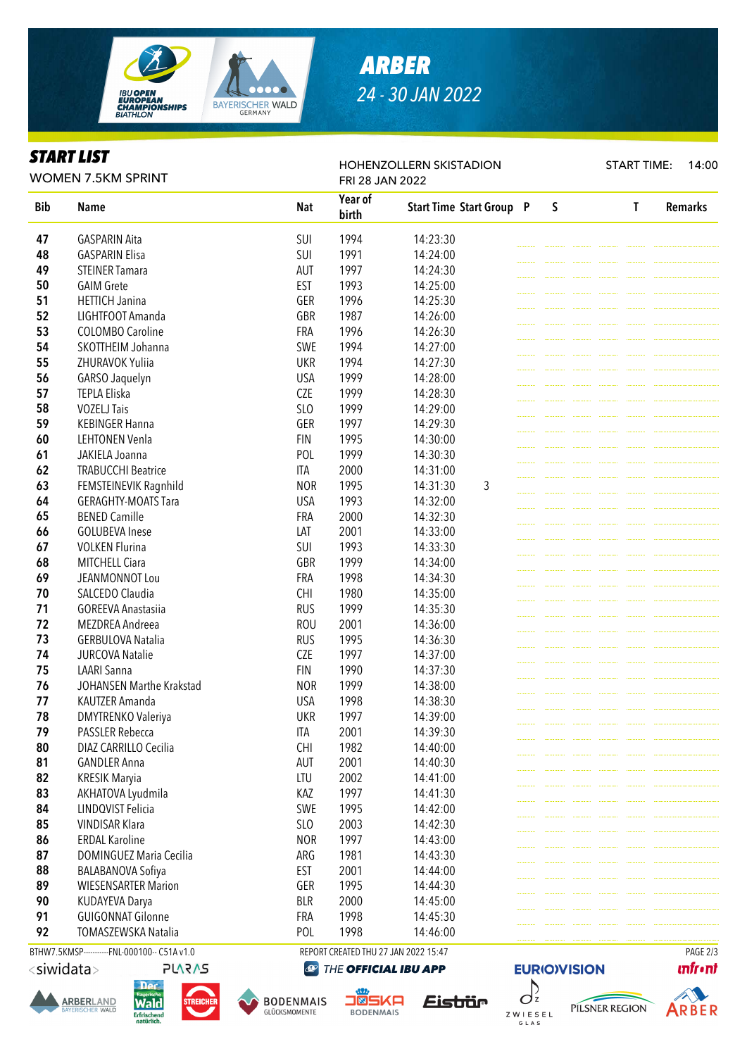## START LIST

WOMEN 7.5KM SPRINT

HOHENZOLLERN SKISTADION

FRI 28 JAN 2022

START TIME: 14:00

| Bib | Name | Nat | Year of birth | Start Time | Start Group | P | S | T | Remarks |
|---|---|---|---|---|---|---|---|---|---|
| 47 | GASPARIN Aita | SUI | 1994 | 14:23:30 | | | | | |
| 48 | GASPARIN Elisa | SUI | 1991 | 14:24:00 | | | | | |
| 49 | STEINER Tamara | AUT | 1997 | 14:24:30 | | | | | |
| 50 | GAIM Grete | EST | 1993 | 14:25:00 | | | | | |
| 51 | HETTICH Janina | GER | 1996 | 14:25:30 | | | | | |
| 52 | LIGHTFOOT Amanda | GBR | 1987 | 14:26:00 | | | | | |
| 53 | COLOMBO Caroline | FRA | 1996 | 14:26:30 | | | | | |
| 54 | SKOTTHEIM Johanna | SWE | 1994 | 14:27:00 | | | | | |
| 55 | ZHURAVOK Yuliia | UKR | 1994 | 14:27:30 | | | | | |
| 56 | GARSO Jaquelyn | USA | 1999 | 14:28:00 | | | | | |
| 57 | TEPLA Eliska | CZE | 1999 | 14:28:30 | | | | | |
| 58 | VOZELJ Tais | SLO | 1999 | 14:29:00 | | | | | |
| 59 | KEBINGER Hanna | GER | 1997 | 14:29:30 | | | | | |
| 60 | LEHTONEN Venla | FIN | 1995 | 14:30:00 | | | | | |
| 61 | JAKIELA Joanna | POL | 1999 | 14:30:30 | | | | | |
| 62 | TRABUCCHI Beatrice | ITA | 2000 | 14:31:00 | | | | | |
| 63 | FEMSTEINEVIK Ragnhild | NOR | 1995 | 14:31:30 | 3 | | | | |
| 64 | GERAGHTY-MOATS Tara | USA | 1993 | 14:32:00 | | | | | |
| 65 | BENED Camille | FRA | 2000 | 14:32:30 | | | | | |
| 66 | GOLUBEVA Inese | LAT | 2001 | 14:33:00 | | | | | |
| 67 | VOLKEN Flurina | SUI | 1993 | 14:33:30 | | | | | |
| 68 | MITCHELL Ciara | GBR | 1999 | 14:34:00 | | | | | |
| 69 | JEANMONNOT Lou | FRA | 1998 | 14:34:30 | | | | | |
| 70 | SALCEDO Claudia | CHI | 1980 | 14:35:00 | | | | | |
| 71 | GOREEVA Anastasiia | RUS | 1999 | 14:35:30 | | | | | |
| 72 | MEZDREA Andreea | ROU | 2001 | 14:36:00 | | | | | |
| 73 | GERBULOVA Natalia | RUS | 1995 | 14:36:30 | | | | | |
| 74 | JURCOVA Natalie | CZE | 1997 | 14:37:00 | | | | | |
| 75 | LAARI Sanna | FIN | 1990 | 14:37:30 | | | | | |
| 76 | JOHANSEN Marthe Krakstad | NOR | 1999 | 14:38:00 | | | | | |
| 77 | KAUTZER Amanda | USA | 1998 | 14:38:30 | | | | | |
| 78 | DMYTRENKO Valeriya | UKR | 1997 | 14:39:00 | | | | | |
| 79 | PASSLER Rebecca | ITA | 2001 | 14:39:30 | | | | | |
| 80 | DIAZ CARRILLO Cecilia | CHI | 1982 | 14:40:00 | | | | | |
| 81 | GANDLER Anna | AUT | 2001 | 14:40:30 | | | | | |
| 82 | KRESIK Maryia | LTU | 2002 | 14:41:00 | | | | | |
| 83 | AKHATOVA Lyudmila | KAZ | 1997 | 14:41:30 | | | | | |
| 84 | LINDQVIST Felicia | SWE | 1995 | 14:42:00 | | | | | |
| 85 | VINDISAR Klara | SLO | 2003 | 14:42:30 | | | | | |
| 86 | ERDAL Karoline | NOR | 1997 | 14:43:00 | | | | | |
| 87 | DOMINGUEZ Maria Cecilia | ARG | 1981 | 14:43:30 | | | | | |
| 88 | BALABANOVA Sofiya | EST | 2001 | 14:44:00 | | | | | |
| 89 | WIESENSARTER Marion | GER | 1995 | 14:44:30 | | | | | |
| 90 | KUDAYEVA Darya | BLR | 2000 | 14:45:00 | | | | | |
| 91 | GUIGONNAT Gilonne | FRA | 1998 | 14:45:30 | | | | | |
| 92 | TOMASZEWSKA Natalia | POL | 1998 | 14:46:00 | | | | | |

BTHW7.5KMSP----------FNL-000100-- C51A v1.0

REPORT CREATED THU 27 JAN 2022 15:47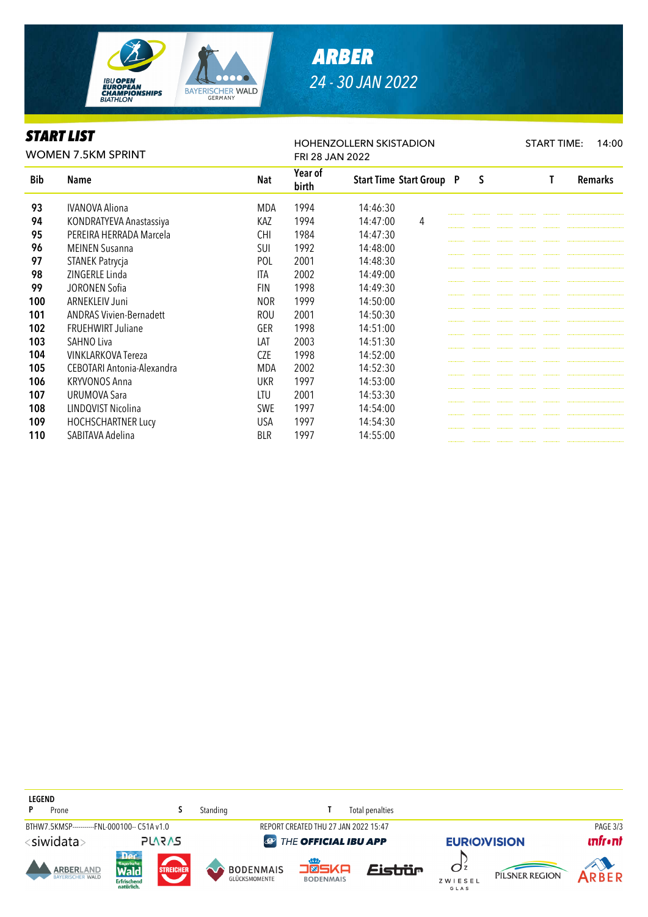# ARBER

24 - 30 JAN 2022

## START LIST

WOMEN 7.5KM SPRINT

HOHENZOLLERN SKISTADION
FRI 28 JAN 2022

START TIME: 14:00

| Bib | Name | Nat | Year of birth | Start Time | Start Group | P | S | T | Remarks |
|---|---|---|---|---|---|---|---|---|---|
| 93 | IVANOVA Aliona | MDA | 1994 | 14:46:30 | | | | | |
| 94 | KONDRATYEVA Anastassiya | KAZ | 1994 | 14:47:00 | 4 | | | | |
| 95 | PEREIRA HERRADA Marcela | CHI | 1984 | 14:47:30 | | | | | |
| 96 | MEINEN Susanna | SUI | 1992 | 14:48:00 | | | | | |
| 97 | STANEK Patrycja | POL | 2001 | 14:48:30 | | | | | |
| 98 | ZINGERLE Linda | ITA | 2002 | 14:49:00 | | | | | |
| 99 | JORONEN Sofia | FIN | 1998 | 14:49:30 | | | | | |
| 100 | ARNEKLEIV Juni | NOR | 1999 | 14:50:00 | | | | | |
| 101 | ANDRAS Vivien-Bernadett | ROU | 2001 | 14:50:30 | | | | | |
| 102 | FRUEHWIRT Juliane | GER | 1998 | 14:51:00 | | | | | |
| 103 | SAHNO Liva | LAT | 2003 | 14:51:30 | | | | | |
| 104 | VINKLARKOVA Tereza | CZE | 1998 | 14:52:00 | | | | | |
| 105 | CEBOTARI Antonia-Alexandra | MDA | 2002 | 14:52:30 | | | | | |
| 106 | KRYVONOS Anna | UKR | 1997 | 14:53:00 | | | | | |
| 107 | URUMOVA Sara | LTU | 2001 | 14:53:30 | | | | | |
| 108 | LINDQVIST Nicolina | SWE | 1997 | 14:54:00 | | | | | |
| 109 | HOCHSCHARTNER Lucy | USA | 1997 | 14:54:30 | | | | | |
| 110 | SABITAVA Adelina | BLR | 1997 | 14:55:00 | | | | | |

**LEGEND**

**P** Prone **S** Standing **T** Total penalties

BTHW7.5KMSP-----------FNL-000100-- C51A v1.0 REPORT CREATED THU 27 JAN 2022 15:47